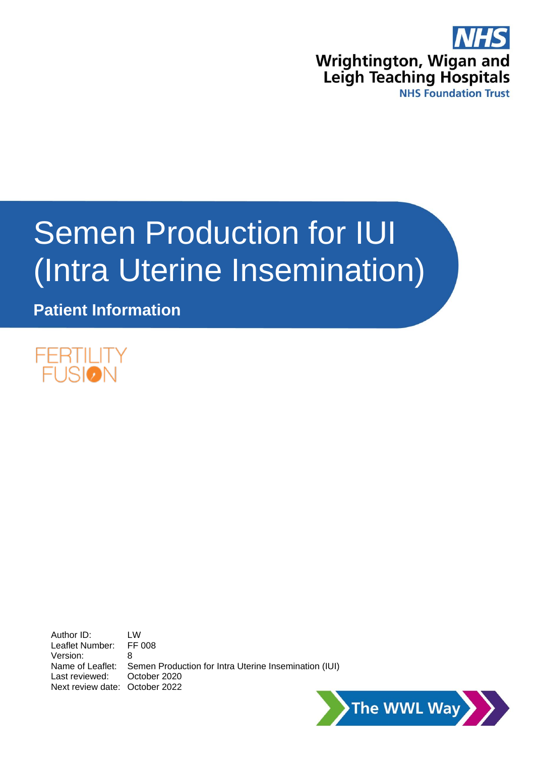NHS

Wrightington, Wigan and Leigh Teaching Hospitals
NHS Foundation Trust

# Semen Production for IUI (Intra Uterine Insemination)

**Patient Information**

FERTILITY FUSION

| | |
|---|---|
| Author ID: | LW |
| Leaflet Number: | FF 008 |
| Version: | 8 |
| Name of Leaflet: | Semen Production for Intra Uterine Insemination (IUI) |
| Last reviewed: | October 2020 |
| Next review date: | October 2022 |

The WWL Way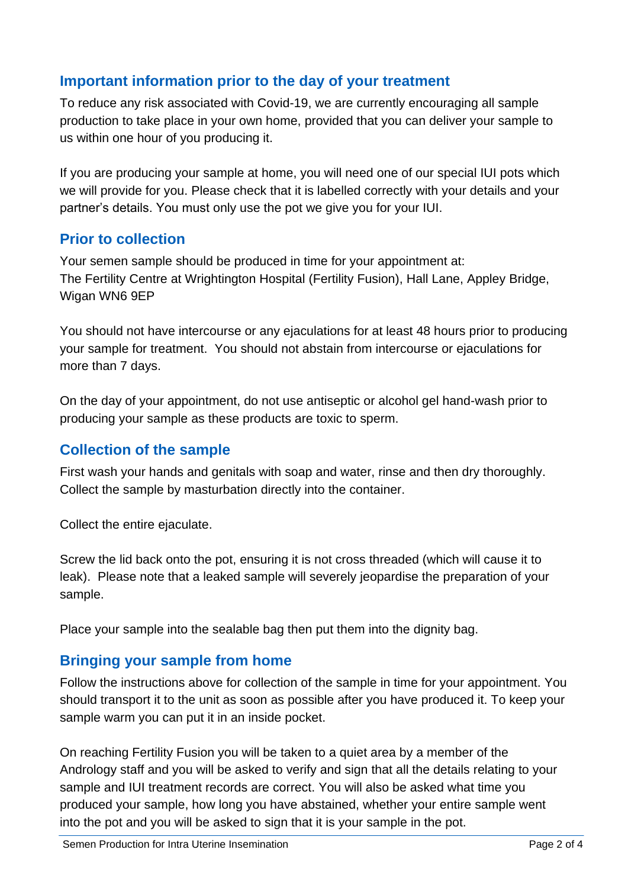## Important information prior to the day of your treatment

To reduce any risk associated with Covid-19, we are currently encouraging all sample production to take place in your own home, provided that you can deliver your sample to us within one hour of you producing it.

If you are producing your sample at home, you will need one of our special IUI pots which we will provide for you. Please check that it is labelled correctly with your details and your partner's details. You must only use the pot we give you for your IUI.

## Prior to collection

Your semen sample should be produced in time for your appointment at:
The Fertility Centre at Wrightington Hospital (Fertility Fusion), Hall Lane, Appley Bridge, Wigan WN6 9EP

You should not have intercourse or any ejaculations for at least 48 hours prior to producing your sample for treatment. You should not abstain from intercourse or ejaculations for more than 7 days.

On the day of your appointment, do not use antiseptic or alcohol gel hand-wash prior to producing your sample as these products are toxic to sperm.

## Collection of the sample

First wash your hands and genitals with soap and water, rinse and then dry thoroughly. Collect the sample by masturbation directly into the container.

Collect the entire ejaculate.

Screw the lid back onto the pot, ensuring it is not cross threaded (which will cause it to leak). Please note that a leaked sample will severely jeopardise the preparation of your sample.

Place your sample into the sealable bag then put them into the dignity bag.

## Bringing your sample from home

Follow the instructions above for collection of the sample in time for your appointment. You should transport it to the unit as soon as possible after you have produced it. To keep your sample warm you can put it in an inside pocket.

On reaching Fertility Fusion you will be taken to a quiet area by a member of the Andrology staff and you will be asked to verify and sign that all the details relating to your sample and IUI treatment records are correct. You will also be asked what time you produced your sample, how long you have abstained, whether your entire sample went into the pot and you will be asked to sign that it is your sample in the pot.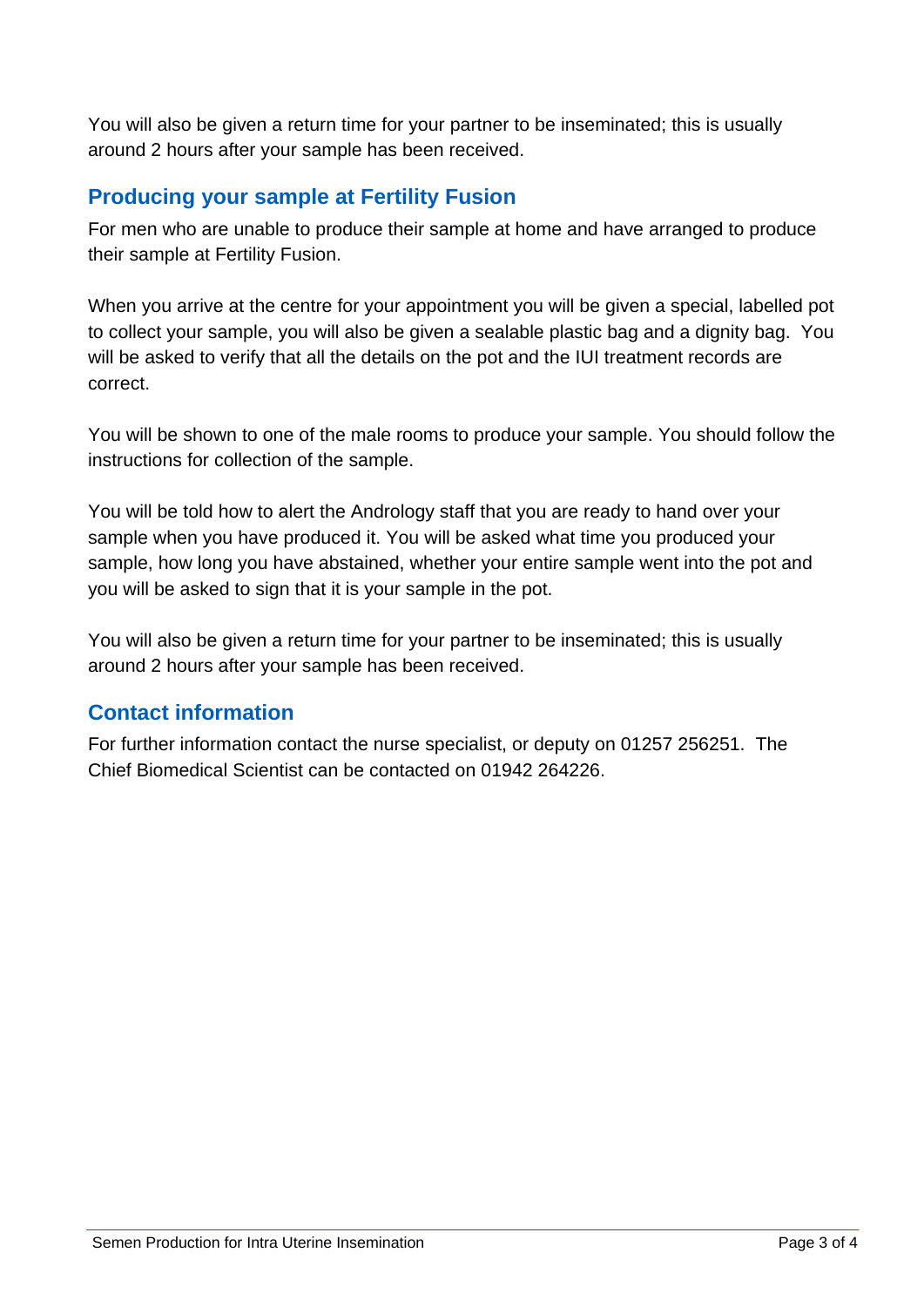You will also be given a return time for your partner to be inseminated; this is usually around 2 hours after your sample has been received.

## Producing your sample at Fertility Fusion

For men who are unable to produce their sample at home and have arranged to produce their sample at Fertility Fusion.

When you arrive at the centre for your appointment you will be given a special, labelled pot to collect your sample, you will also be given a sealable plastic bag and a dignity bag. You will be asked to verify that all the details on the pot and the IUI treatment records are correct.

You will be shown to one of the male rooms to produce your sample. You should follow the instructions for collection of the sample.

You will be told how to alert the Andrology staff that you are ready to hand over your sample when you have produced it. You will be asked what time you produced your sample, how long you have abstained, whether your entire sample went into the pot and you will be asked to sign that it is your sample in the pot.

You will also be given a return time for your partner to be inseminated; this is usually around 2 hours after your sample has been received.

## Contact information

For further information contact the nurse specialist, or deputy on 01257 256251. The Chief Biomedical Scientist can be contacted on 01942 264226.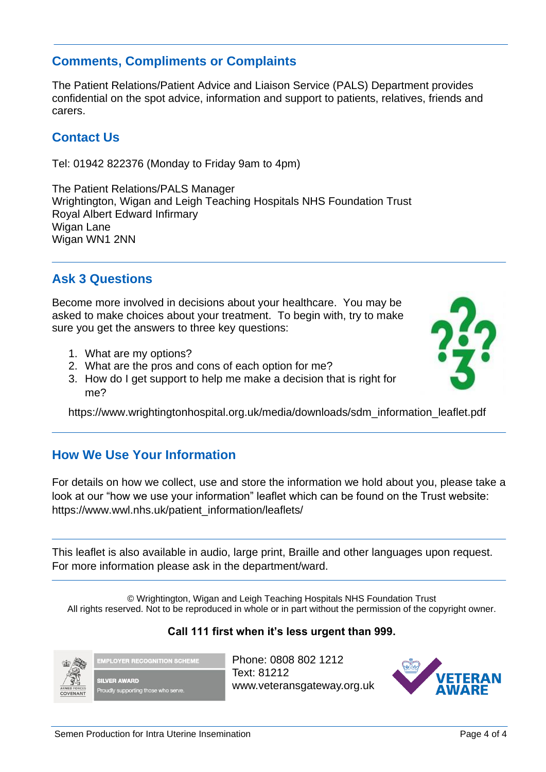## Comments, Compliments or Complaints

The Patient Relations/Patient Advice and Liaison Service (PALS) Department provides confidential on the spot advice, information and support to patients, relatives, friends and carers.

## Contact Us

Tel: 01942 822376 (Monday to Friday 9am to 4pm)

The Patient Relations/PALS Manager
Wrightington, Wigan and Leigh Teaching Hospitals NHS Foundation Trust
Royal Albert Edward Infirmary
Wigan Lane
Wigan WN1 2NN

## Ask 3 Questions

Become more involved in decisions about your healthcare. You may be asked to make choices about your treatment. To begin with, try to make sure you get the answers to three key questions:

1. What are my options?
2. What are the pros and cons of each option for me?
3. How do I get support to help me make a decision that is right for me?

https://www.wrightingtonhospital.org.uk/media/downloads/sdm_information_leaflet.pdf

## How We Use Your Information

For details on how we collect, use and store the information we hold about you, please take a look at our "how we use your information" leaflet which can be found on the Trust website: https://www.wwl.nhs.uk/patient_information/leaflets/

This leaflet is also available in audio, large print, Braille and other languages upon request. For more information please ask in the department/ward.

© Wrightington, Wigan and Leigh Teaching Hospitals NHS Foundation Trust
All rights reserved. Not to be reproduced in whole or in part without the permission of the copyright owner.

**Call 111 first when it's less urgent than 999.**

ARMED FORCES COVENANT
EMPLOYER RECOGNITION SCHEME
SILVER AWARD
Proudly supporting those who serve.

Phone: 0808 802 1212
Text: 81212
www.veteransgateway.org.uk

VETERAN AWARE